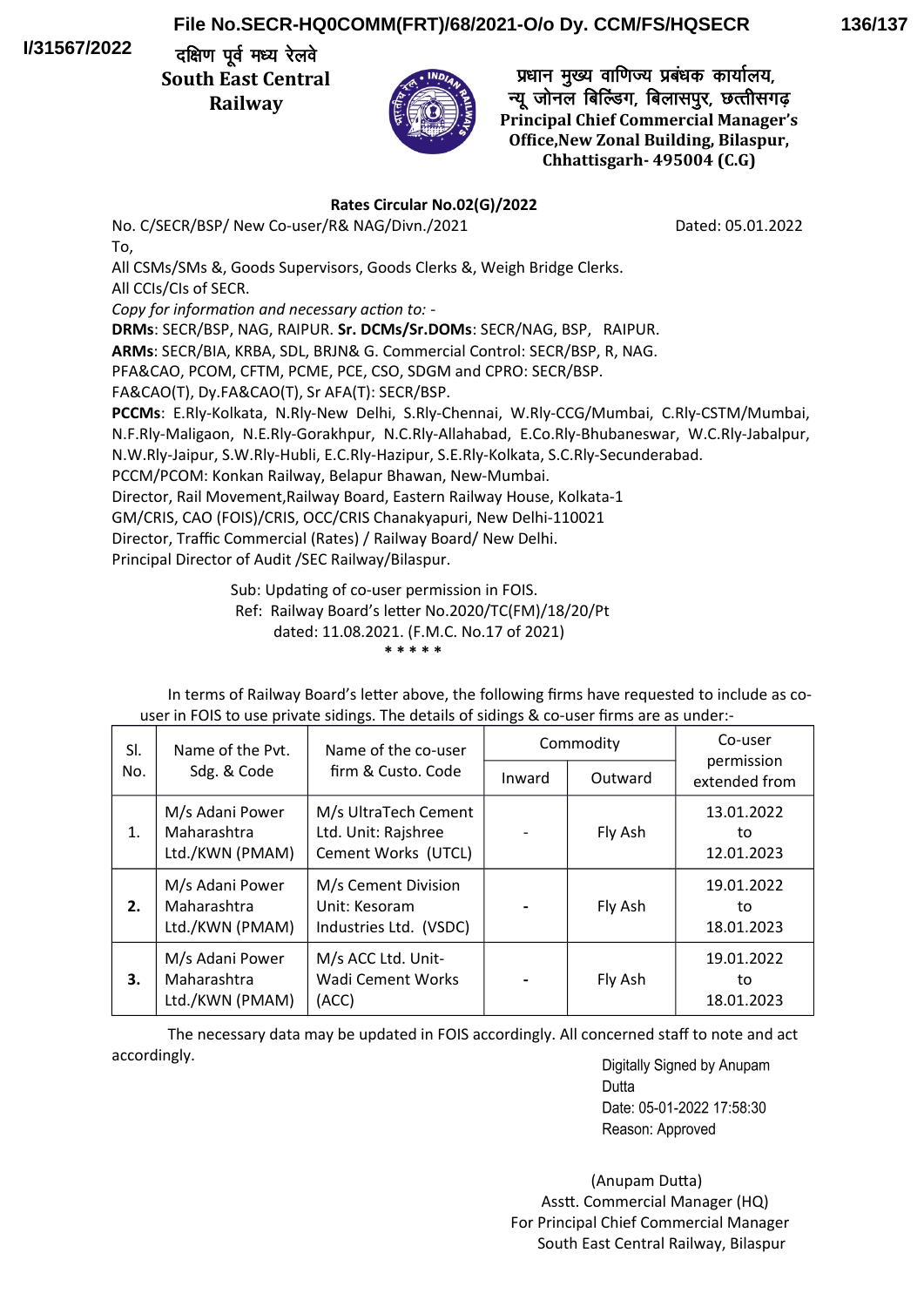I/31567/2022

दक्षिण पूर्व मध्य रेलवे
**South East Central Railway**

प्रधान मुख्य वाणिज्य प्रबंधक कार्यालय,
न्यू जोनल बिल्डिंग, बिलासपुर, छत्तीसगढ़
**Principal Chief Commercial Manager's Office,New Zonal Building, Bilaspur, Chhattisgarh- 495004 (C.G)**

**Rates Circular No.02(G)/2022**

No. C/SECR/BSP/ New Co-user/R& NAG/Divn./2021 Dated: 05.01.2022

To,

All CSMs/SMs &, Goods Supervisors, Goods Clerks &, Weigh Bridge Clerks.
All CCIs/CIs of SECR.

*Copy for information and necessary action to: -*

**DRMs**: SECR/BSP, NAG, RAIPUR. **Sr. DCMs/Sr.DOMs**: SECR/NAG, BSP, RAIPUR.
**ARMs**: SECR/BIA, KRBA, SDL, BRJN& G. Commercial Control: SECR/BSP, R, NAG.
PFA&CAO, PCOM, CFTM, PCME, PCE, CSO, SDGM and CPRO: SECR/BSP.
FA&CAO(T), Dy.FA&CAO(T), Sr AFA(T): SECR/BSP.
**PCCMs**: E.Rly-Kolkata, N.Rly-New Delhi, S.Rly-Chennai, W.Rly-CCG/Mumbai, C.Rly-CSTM/Mumbai, N.F.Rly-Maligaon, N.E.Rly-Gorakhpur, N.C.Rly-Allahabad, E.Co.Rly-Bhubaneswar, W.C.Rly-Jabalpur, N.W.Rly-Jaipur, S.W.Rly-Hubli, E.C.Rly-Hazipur, S.E.Rly-Kolkata, S.C.Rly-Secunderabad.
PCCM/PCOM: Konkan Railway, Belapur Bhawan, New-Mumbai.
Director, Rail Movement,Railway Board, Eastern Railway House, Kolkata-1
GM/CRIS, CAO (FOIS)/CRIS, OCC/CRIS Chanakyapuri, New Delhi-110021
Director, Traffic Commercial (Rates) / Railway Board/ New Delhi.
Principal Director of Audit /SEC Railway/Bilaspur.

Sub: Updating of co-user permission in FOIS.
Ref: Railway Board's letter No.2020/TC(FM)/18/20/Pt dated: 11.08.2021. (F.M.C. No.17 of 2021)

* * * * *

In terms of Railway Board's letter above, the following firms have requested to include as co-user in FOIS to use private sidings. The details of sidings & co-user firms are as under:-

| Sl. No. | Name of the Pvt. Sdg. & Code | Name of the co-user firm & Custo. Code | Commodity | | Co-user permission extended from |
|---|---|---|---|---|---|
| | | | Inward | Outward | |
| 1. | M/s Adani Power Maharashtra Ltd./KWN (PMAM) | M/s UltraTech Cement Ltd. Unit: Rajshree Cement Works (UTCL) | - | Fly Ash | 13.01.2022 to 12.01.2023 |
| **2.** | M/s Adani Power Maharashtra Ltd./KWN (PMAM) | M/s Cement Division Unit: Kesoram Industries Ltd. (VSDC) | - | Fly Ash | 19.01.2022 to 18.01.2023 |
| **3.** | M/s Adani Power Maharashtra Ltd./KWN (PMAM) | M/s ACC Ltd. Unit- Wadi Cement Works (ACC) | - | Fly Ash | 19.01.2022 to 18.01.2023 |

The necessary data may be updated in FOIS accordingly. All concerned staff to note and act accordingly.

Digitally Signed by Anupam Dutta
Date: 05-01-2022 17:58:30
Reason: Approved

(Anupam Dutta)
Asstt. Commercial Manager (HQ)
For Principal Chief Commercial Manager
South East Central Railway, Bilaspur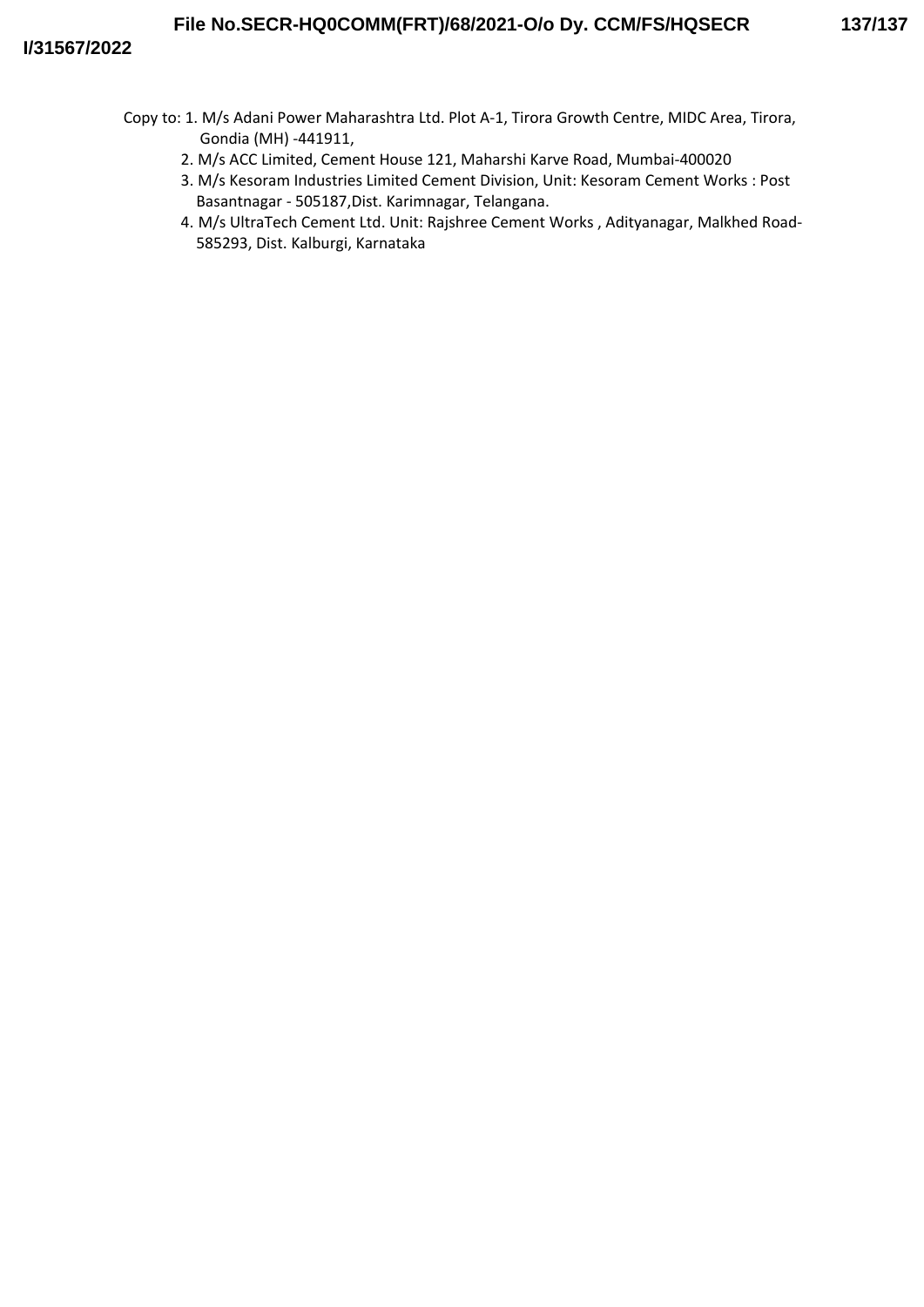Copy to: 1. M/s Adani Power Maharashtra Ltd. Plot A-1, Tirora Growth Centre, MIDC Area, Tirora, Gondia (MH) -441911,

2. M/s ACC Limited, Cement House 121, Maharshi Karve Road, Mumbai-400020

3. M/s Kesoram Industries Limited Cement Division, Unit: Kesoram Cement Works : Post Basantnagar - 505187,Dist. Karimnagar, Telangana.

4. M/s UltraTech Cement Ltd. Unit: Rajshree Cement Works , Adityanagar, Malkhed Road-585293, Dist. Kalburgi, Karnataka